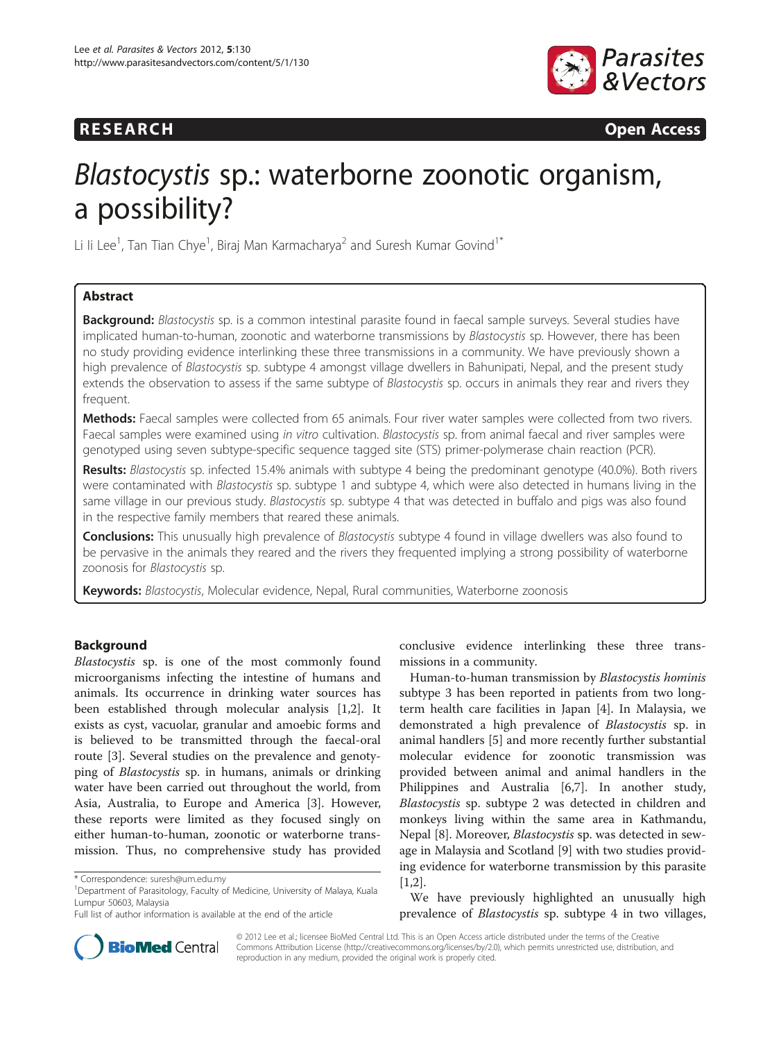RESEARCH Open Access

# *Blastocystis* sp.: waterborne zoonotic organism, a possibility?

Li Ii Lee[1], Tan Tian Chye[1], Biraj Man Karmacharya[2] and Suresh Kumar Govind[1*]

## Abstract

**Background:** *Blastocystis* sp. is a common intestinal parasite found in faecal sample surveys. Several studies have implicated human-to-human, zoonotic and waterborne transmissions by *Blastocystis* sp. However, there has been no study providing evidence interlinking these three transmissions in a community. We have previously shown a high prevalence of *Blastocystis* sp. subtype 4 amongst village dwellers in Bahunipati, Nepal, and the present study extends the observation to assess if the same subtype of *Blastocystis* sp. occurs in animals they rear and rivers they frequent.

**Methods:** Faecal samples were collected from 65 animals. Four river water samples were collected from two rivers. Faecal samples were examined using *in vitro* cultivation. *Blastocystis* sp. from animal faecal and river samples were genotyped using seven subtype-specific sequence tagged site (STS) primer-polymerase chain reaction (PCR).

**Results:** *Blastocystis* sp. infected 15.4% animals with subtype 4 being the predominant genotype (40.0%). Both rivers were contaminated with *Blastocystis* sp. subtype 1 and subtype 4, which were also detected in humans living in the same village in our previous study. *Blastocystis* sp. subtype 4 that was detected in buffalo and pigs was also found in the respective family members that reared these animals.

**Conclusions:** This unusually high prevalence of *Blastocystis* subtype 4 found in village dwellers was also found to be pervasive in the animals they reared and the rivers they frequented implying a strong possibility of waterborne zoonosis for *Blastocystis* sp.

**Keywords:** *Blastocystis*, Molecular evidence, Nepal, Rural communities, Waterborne zoonosis

## Background

*Blastocystis* sp. is one of the most commonly found microorganisms infecting the intestine of humans and animals. Its occurrence in drinking water sources has been established through molecular analysis [1,2]. It exists as cyst, vacuolar, granular and amoebic forms and is believed to be transmitted through the faecal-oral route [3]. Several studies on the prevalence and genotyping of *Blastocystis* sp. in humans, animals or drinking water have been carried out throughout the world, from Asia, Australia, to Europe and America [3]. However, these reports were limited as they focused singly on either human-to-human, zoonotic or waterborne transmission. Thus, no comprehensive study has provided conclusive evidence interlinking these three transmissions in a community.

Human-to-human transmission by *Blastocystis hominis* subtype 3 has been reported in patients from two long-term health care facilities in Japan [4]. In Malaysia, we demonstrated a high prevalence of *Blastocystis* sp. in animal handlers [5] and more recently further substantial molecular evidence for zoonotic transmission was provided between animal and animal handlers in the Philippines and Australia [6,7]. In another study, *Blastocystis* sp. subtype 2 was detected in children and monkeys living within the same area in Kathmandu, Nepal [8]. Moreover, *Blastocystis* sp. was detected in sewage in Malaysia and Scotland [9] with two studies providing evidence for waterborne transmission by this parasite [1,2].

We have previously highlighted an unusually high prevalence of *Blastocystis* sp. subtype 4 in two villages,

\* Correspondence: suresh@um.edu.my

[1]Department of Parasitology, Faculty of Medicine, University of Malaya, Kuala Lumpur 50603, Malaysia

Full list of author information is available at the end of the article

© 2012 Lee et al.; licensee BioMed Central Ltd. This is an Open Access article distributed under the terms of the Creative Commons Attribution License (http://creativecommons.org/licenses/by/2.0), which permits unrestricted use, distribution, and reproduction in any medium, provided the original work is properly cited.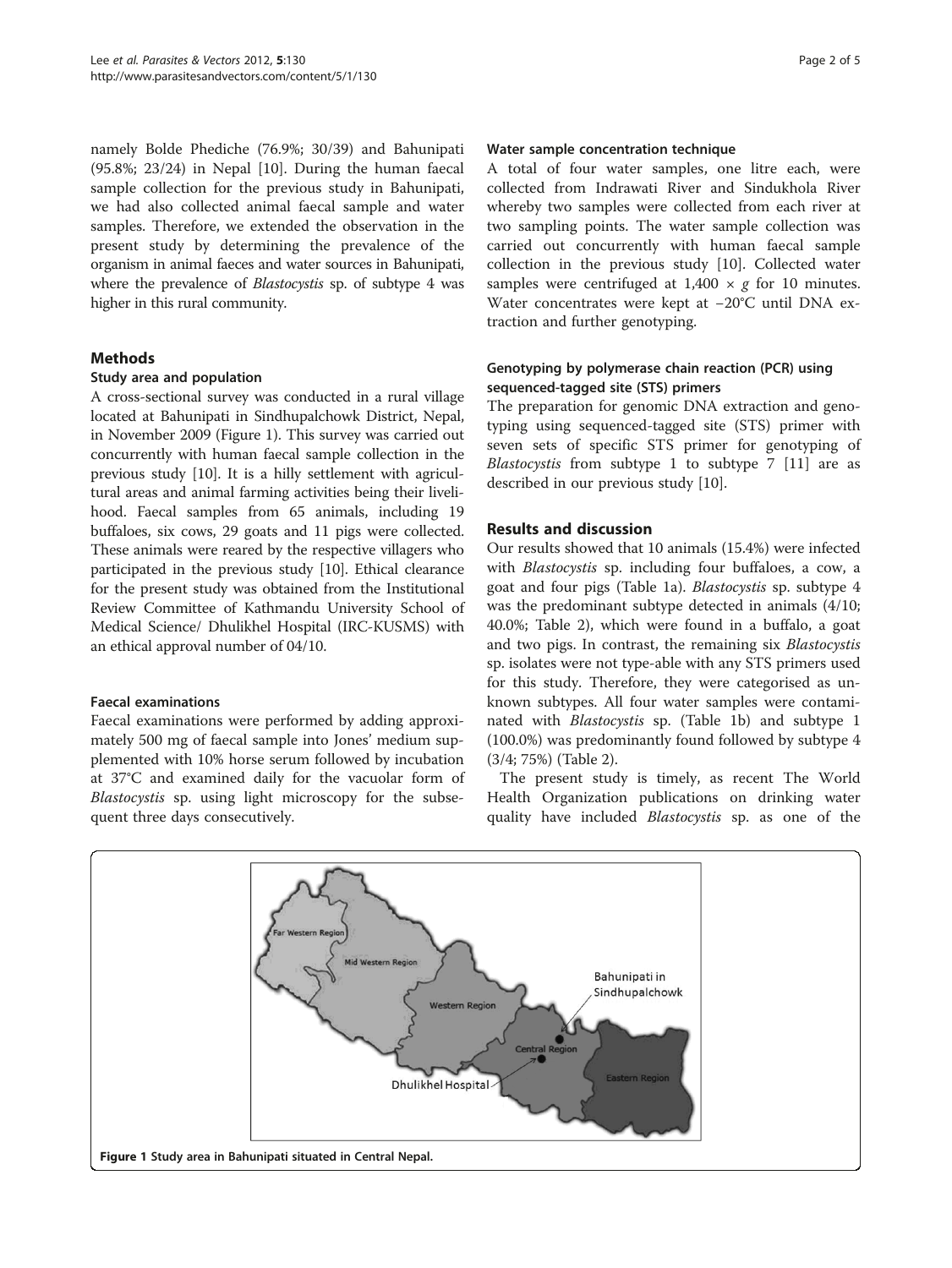namely Bolde Phediche (76.9%; 30/39) and Bahunipati (95.8%; 23/24) in Nepal [10]. During the human faecal sample collection for the previous study in Bahunipati, we had also collected animal faecal sample and water samples. Therefore, we extended the observation in the present study by determining the prevalence of the organism in animal faeces and water sources in Bahunipati, where the prevalence of *Blastocystis* sp. of subtype 4 was higher in this rural community.

## Methods

### Study area and population

A cross-sectional survey was conducted in a rural village located at Bahunipati in Sindhupalchowk District, Nepal, in November 2009 (Figure 1). This survey was carried out concurrently with human faecal sample collection in the previous study [10]. It is a hilly settlement with agricultural areas and animal farming activities being their livelihood. Faecal samples from 65 animals, including 19 buffaloes, six cows, 29 goats and 11 pigs were collected. These animals were reared by the respective villagers who participated in the previous study [10]. Ethical clearance for the present study was obtained from the Institutional Review Committee of Kathmandu University School of Medical Science/ Dhulikhel Hospital (IRC-KUSMS) with an ethical approval number of 04/10.

### Faecal examinations

Faecal examinations were performed by adding approximately 500 mg of faecal sample into Jones' medium supplemented with 10% horse serum followed by incubation at 37°C and examined daily for the vacuolar form of *Blastocystis* sp. using light microscopy for the subsequent three days consecutively.

### Water sample concentration technique

A total of four water samples, one litre each, were collected from Indrawati River and Sindukhola River whereby two samples were collected from each river at two sampling points. The water sample collection was carried out concurrently with human faecal sample collection in the previous study [10]. Collected water samples were centrifuged at 1,400 × *g* for 10 minutes. Water concentrates were kept at −20°C until DNA extraction and further genotyping.

### Genotyping by polymerase chain reaction (PCR) using sequenced-tagged site (STS) primers

The preparation for genomic DNA extraction and genotyping using sequenced-tagged site (STS) primer with seven sets of specific STS primer for genotyping of *Blastocystis* from subtype 1 to subtype 7 [11] are as described in our previous study [10].

## Results and discussion

Our results showed that 10 animals (15.4%) were infected with *Blastocystis* sp. including four buffaloes, a cow, a goat and four pigs (Table 1a). *Blastocystis* sp. subtype 4 was the predominant subtype detected in animals (4/10; 40.0%; Table 2), which were found in a buffalo, a goat and two pigs. In contrast, the remaining six *Blastocystis* sp. isolates were not type-able with any STS primers used for this study. Therefore, they were categorised as unknown subtypes. All four water samples were contaminated with *Blastocystis* sp. (Table 1b) and subtype 1 (100.0%) was predominantly found followed by subtype 4 (3/4; 75%) (Table 2).

The present study is timely, as recent The World Health Organization publications on drinking water quality have included *Blastocystis* sp. as one of the

Figure 1 Study area in Bahunipati situated in Central Nepal.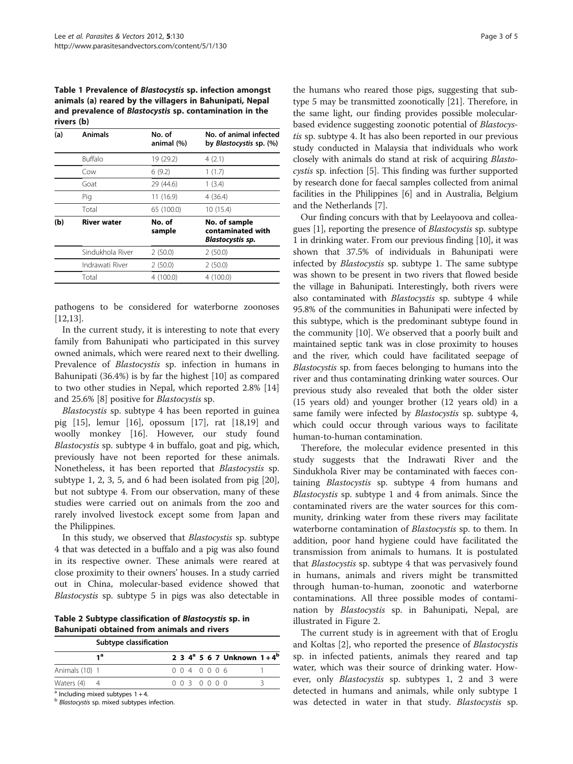**Table 1 Prevalence of *Blastocystis* sp. infection amongst animals (a) reared by the villagers in Bahunipati, Nepal and prevalence of *Blastocystis* sp. contamination in the rivers (b)**

| (a) | Animals | No. of animal (%) | No. of animal infected by *Blastocystis* sp. (%) |
|---|---|---|---|
| | Buffalo | 19 (29.2) | 4 (2.1) |
| | Cow | 6 (9.2) | 1 (1.7) |
| | Goat | 29 (44.6) | 1 (3.4) |
| | Pig | 11 (16.9) | 4 (36.4) |
| | Total | 65 (100.0) | 10 (15.4) |
| **(b)** | **River water** | **No. of sample** | **No. of sample contaminated with *Blastocystis* sp.** |
| | Sindukhola River | 2 (50.0) | 2 (50.0) |
| | Indrawati River | 2 (50.0) | 2 (50.0) |
| | Total | 4 (100.0) | 4 (100.0) |

pathogens to be considered for waterborne zoonoses [12,13].

In the current study, it is interesting to note that every family from Bahunipati who participated in this survey owned animals, which were reared next to their dwelling. Prevalence of *Blastocystis* sp. infection in humans in Bahunipati (36.4%) is by far the highest [10] as compared to two other studies in Nepal, which reported 2.8% [14] and 25.6% [8] positive for *Blastocystis* sp.

*Blastocystis* sp. subtype 4 has been reported in guinea pig [15], lemur [16], opossum [17], rat [18,19] and woolly monkey [16]. However, our study found *Blastocystis* sp. subtype 4 in buffalo, goat and pig, which, previously have not been reported for these animals. Nonetheless, it has been reported that *Blastocystis* sp. subtype 1, 2, 3, 5, and 6 had been isolated from pig [20], but not subtype 4. From our observation, many of these studies were carried out on animals from the zoo and rarely involved livestock except some from Japan and the Philippines.

In this study, we observed that *Blastocystis* sp. subtype 4 that was detected in a buffalo and a pig was also found in its respective owner. These animals were reared at close proximity to their owners' houses. In a study carried out in China, molecular-based evidence showed that *Blastocystis* sp. subtype 5 in pigs was also detectable in the humans who reared those pigs, suggesting that subtype 5 may be transmitted zoonotically [21]. Therefore, in the same light, our finding provides possible molecular-based evidence suggesting zoonotic potential of *Blastocystis* sp. subtype 4. It has also been reported in our previous study conducted in Malaysia that individuals who work closely with animals do stand at risk of acquiring *Blastocystis* sp. infection [5]. This finding was further supported by research done for faecal samples collected from animal facilities in the Philippines [6] and in Australia, Belgium and the Netherlands [7].

**Table 2 Subtype classification of *Blastocystis* sp. in Bahunipati obtained from animals and rivers**

| | Subtype classification | | | | | | | | |
|---|---|---|---|---|---|---|---|---|---|
| | 1[a] | 2 | 3 | 4[a] | 5 | 6 | 7 | Unknown | 1 + 4[b] |
| Animals (10) | 1 | 0 | 0 | 4 | 0 | 0 | 0 | 6 | 1 |
| Waters (4) | 4 | 0 | 0 | 3 | 0 | 0 | 0 | 0 | 3 |

[a] Including mixed subtypes 1 + 4.
[b] *Blastocystis* sp. mixed subtypes infection.

Our finding concurs with that by Leelayoova and colleagues [1], reporting the presence of *Blastocystis* sp. subtype 1 in drinking water. From our previous finding [10], it was shown that 37.5% of individuals in Bahunipati were infected by *Blastocystis* sp. subtype 1. The same subtype was shown to be present in two rivers that flowed beside the village in Bahunipati. Interestingly, both rivers were also contaminated with *Blastocystis* sp. subtype 4 while 95.8% of the communities in Bahunipati were infected by this subtype, which is the predominant subtype found in the community [10]. We observed that a poorly built and maintained septic tank was in close proximity to houses and the river, which could have facilitated seepage of *Blastocystis* sp. from faeces belonging to humans into the river and thus contaminating drinking water sources. Our previous study also revealed that both the older sister (15 years old) and younger brother (12 years old) in a same family were infected by *Blastocystis* sp. subtype 4, which could occur through various ways to facilitate human-to-human contamination.

Therefore, the molecular evidence presented in this study suggests that the Indrawati River and the Sindukhola River may be contaminated with faeces containing *Blastocystis* sp. subtype 4 from humans and *Blastocystis* sp. subtype 1 and 4 from animals. Since the contaminated rivers are the water sources for this community, drinking water from these rivers may facilitate waterborne contamination of *Blastocystis* sp. to them. In addition, poor hand hygiene could have facilitated the transmission from animals to humans. It is postulated that *Blastocystis* sp. subtype 4 that was pervasively found in humans, animals and rivers might be transmitted through human-to-human, zoonotic and waterborne contaminations. All three possible modes of contamination by *Blastocystis* sp. in Bahunipati, Nepal, are illustrated in Figure 2.

The current study is in agreement with that of Eroglu and Koltas [2], who reported the presence of *Blastocystis* sp. in infected patients, animals they reared and tap water, which was their source of drinking water. However, only *Blastocystis* sp. subtypes 1, 2 and 3 were detected in humans and animals, while only subtype 1 was detected in water in that study. *Blastocystis* sp.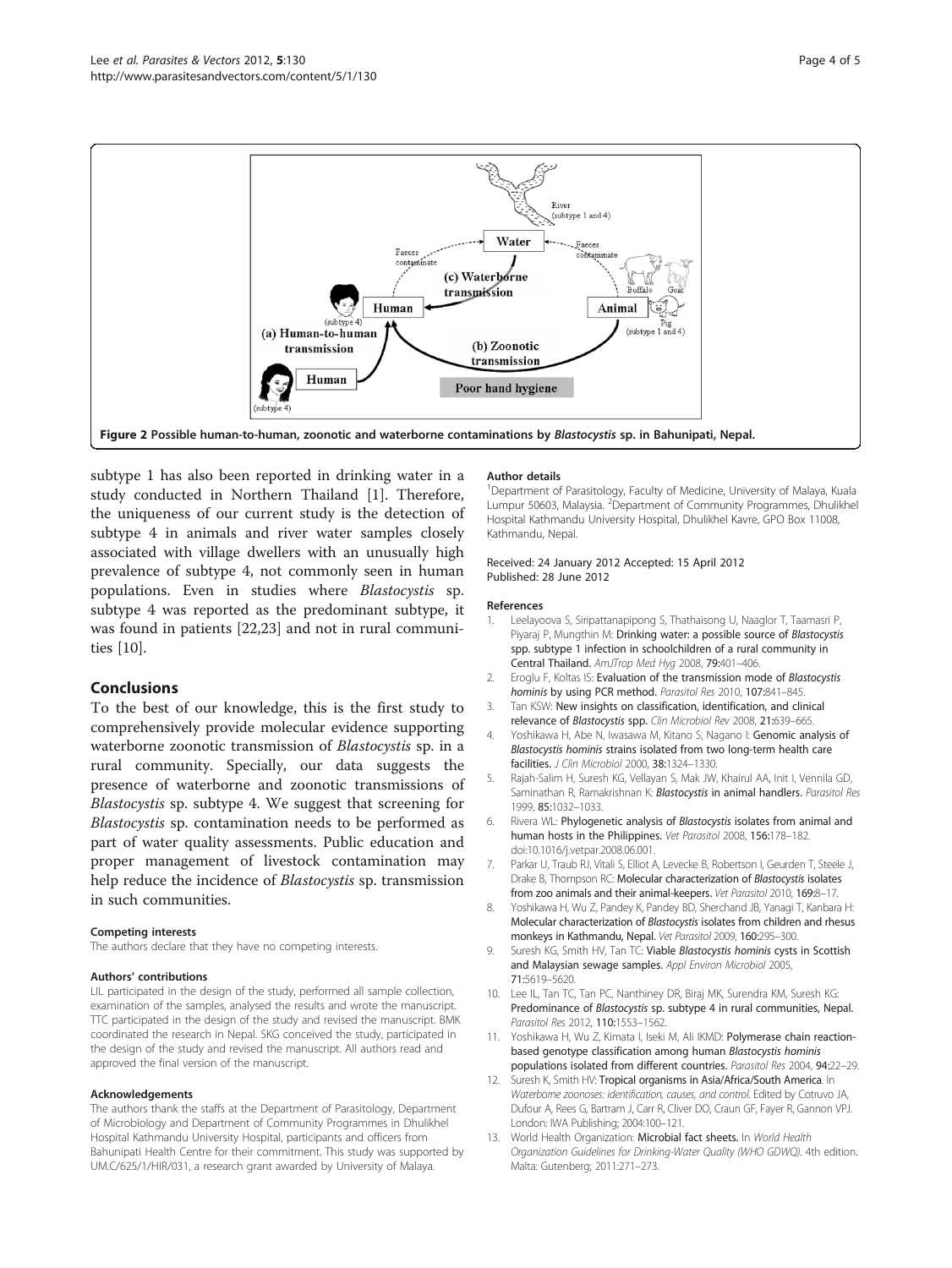Figure 2 Possible human-to-human, zoonotic and waterborne contaminations by *Blastocystis* sp. in Bahunipati, Nepal.

subtype 1 has also been reported in drinking water in a study conducted in Northern Thailand [1]. Therefore, the uniqueness of our current study is the detection of subtype 4 in animals and river water samples closely associated with village dwellers with an unusually high prevalence of subtype 4, not commonly seen in human populations. Even in studies where *Blastocystis* sp. subtype 4 was reported as the predominant subtype, it was found in patients [22,23] and not in rural communities [10].

## Conclusions

To the best of our knowledge, this is the first study to comprehensively provide molecular evidence supporting waterborne zoonotic transmission of *Blastocystis* sp. in a rural community. Specially, our data suggests the presence of waterborne and zoonotic transmissions of *Blastocystis* sp. subtype 4. We suggest that screening for *Blastocystis* sp. contamination needs to be performed as part of water quality assessments. Public education and proper management of livestock contamination may help reduce the incidence of *Blastocystis* sp. transmission in such communities.

#### Competing interests

The authors declare that they have no competing interests.

#### Authors' contributions

LIL participated in the design of the study, performed all sample collection, examination of the samples, analysed the results and wrote the manuscript. TTC participated in the design of the study and revised the manuscript. BMK coordinated the research in Nepal. SKG conceived the study, participated in the design of the study and revised the manuscript. All authors read and approved the final version of the manuscript.

#### Acknowledgements

The authors thank the staffs at the Department of Parasitology, Department of Microbiology and Department of Community Programmes in Dhulikhel Hospital Kathmandu University Hospital, participants and officers from Bahunipati Health Centre for their commitment. This study was supported by UM.C/625/1/HIR/031, a research grant awarded by University of Malaya.

#### Author details

[1]Department of Parasitology, Faculty of Medicine, University of Malaya, Kuala Lumpur 50603, Malaysia. [2]Department of Community Programmes, Dhulikhel Hospital Kathmandu University Hospital, Dhulikhel Kavre, GPO Box 11008, Kathmandu, Nepal.

Received: 24 January 2012 Accepted: 15 April 2012
Published: 28 June 2012

#### References

1. Leelayoova S, Siripattanapipong S, Thathaisong U, Naaglor T, Taamasri P, Piyaraj P, Mungthin M: Drinking water: a possible source of *Blastocystis* spp. subtype 1 infection in schoolchildren of a rural community in Central Thailand. *AmJTrop Med Hyg* 2008, **79**:401–406.
2. Eroglu F, Koltas IS: Evaluation of the transmission mode of *Blastocystis hominis* by using PCR method. *Parasitol Res* 2010, **107**:841–845.
3. Tan KSW: New insights on classification, identification, and clinical relevance of *Blastocystis* spp. *Clin Microbiol Rev* 2008, **21**:639–665.
4. Yoshikawa H, Abe N, Iwasawa M, Kitano S, Nagano I: Genomic analysis of *Blastocystis hominis* strains isolated from two long-term health care facilities. *J Clin Microbiol* 2000, **38**:1324–1330.
5. Rajah-Salim H, Suresh KG, Vellayan S, Mak JW, Khairul AA, Init I, Vennila GD, Saminathan R, Ramakrishnan K: *Blastocystis* in animal handlers. *Parasitol Res* 1999, **85**:1032–1033.
6. Rivera WL: Phylogenetic analysis of *Blastocystis* isolates from animal and human hosts in the Philippines. *Vet Parasitol* 2008, **156**:178–182. doi:10.1016/j.vetpar.2008.06.001.
7. Parkar U, Traub RJ, Vitali S, Elliot A, Levecke B, Robertson I, Geurden T, Steele J, Drake B, Thompson RC: Molecular characterization of *Blastocystis* isolates from zoo animals and their animal-keepers. *Vet Parasitol* 2010, **169**:8–17.
8. Yoshikawa H, Wu Z, Pandey K, Pandey BD, Sherchand JB, Yanagi T, Kanbara H: Molecular characterization of *Blastocystis* isolates from children and rhesus monkeys in Kathmandu, Nepal. *Vet Parasitol* 2009, **160**:295–300.
9. Suresh KG, Smith HV, Tan TC: Viable *Blastocystis hominis* cysts in Scottish and Malaysian sewage samples. *Appl Environ Microbiol* 2005, **71**:5619–5620.
10. Lee IL, Tan TC, Tan PC, Nanthiney DR, Biraj MK, Surendra KM, Suresh KG: Predominance of *Blastocystis* sp. subtype 4 in rural communities, Nepal. *Parasitol Res* 2012, **110**:1553–1562.
11. Yoshikawa H, Wu Z, Kimata I, Iseki M, Ali IKMD: Polymerase chain reaction-based genotype classification among human *Blastocystis hominis* populations isolated from different countries. *Parasitol Res* 2004, **94**:22–29.
12. Suresh K, Smith HV: Tropical organisms in Asia/Africa/South America. In *Waterborne zoonoses: identification, causes, and control*. Edited by Cotruvo JA, Dufour A, Rees G, Bartram J, Carr R, Cliver DO, Craun GF, Fayer R, Gannon VPJ. London: IWA Publishing; 2004:100–121.
13. World Health Organization: Microbial fact sheets. In *World Health Organization Guidelines for Drinking-Water Quality (WHO GDWQ)*. 4th edition. Malta: Gutenberg; 2011:271–273.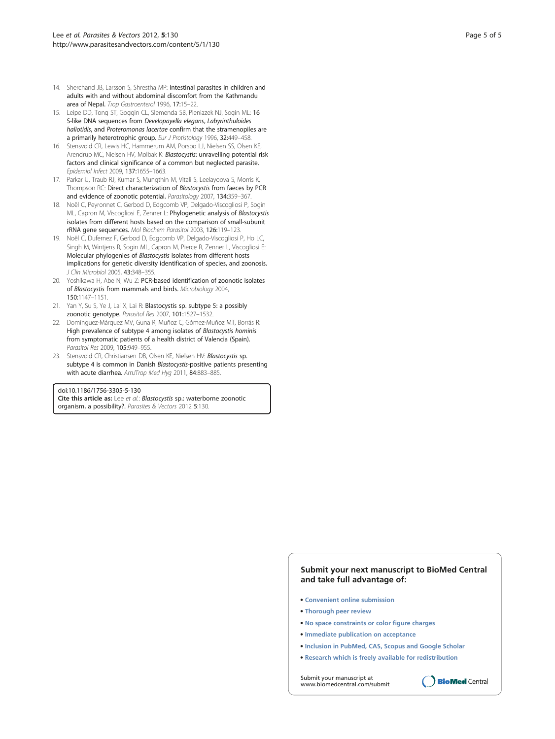14. Sherchand JB, Larsson S, Shrestha MP: **Intestinal parasites in children and adults with and without abdominal discomfort from the Kathmandu area of Nepal.** *Trop Gastroenterol* 1996, **17**:15–22.
15. Leipe DD, Tong ST, Goggin CL, Slemenda SB, Pieniazek NJ, Sogin ML: **16 S-like DNA sequences from *Developayella elegans*, *Labyrinthuloides haliotidis*, and *Proteromonas lacertae* confirm that the stramenopiles are a primarily heterotrophic group.** *Eur J Protistology* 1996, **32**:449–458.
16. Stensvold CR, Lewis HC, Hammerum AM, Porsbo LJ, Nielsen SS, Olsen KE, Arendrup MC, Nielsen HV, Molbak K: ***Blastocystis*: unravelling potential risk factors and clinical significance of a common but neglected parasite.** *Epidemiol Infect* 2009, **137**:1655–1663.
17. Parkar U, Traub RJ, Kumar S, Mungthin M, Vitali S, Leelayoova S, Morris K, Thompson RC: **Direct characterization of *Blastocystis* from faeces by PCR and evidence of zoonotic potential.** *Parasitology* 2007, **134**:359–367.
18. Noël C, Peyronnet C, Gerbod D, Edgcomb VP, Delgado-Viscogliosi P, Sogin ML, Capron M, Viscogliosi E, Zenner L: **Phylogenetic analysis of *Blastocystis* isolates from different hosts based on the comparison of small-subunit rRNA gene sequences.** *Mol Biochem Parasitol* 2003, **126**:119–123.
19. Noël C, Dufernez F, Gerbod D, Edgcomb VP, Delgado-Viscogliosi P, Ho LC, Singh M, Wintjens R, Sogin ML, Capron M, Pierce R, Zenner L, Viscogliosi E: **Molecular phylogenies of *Blastocystis* isolates from different hosts implications for genetic diversity identification of species, and zoonosis.** *J Clin Microbiol* 2005, **43**:348–355.
20. Yoshikawa H, Abe N, Wu Z: **PCR-based identification of zoonotic isolates of *Blastocystis* from mammals and birds.** *Microbiology* 2004, **150**:1147–1151.
21. Yan Y, Su S, Ye J, Lai X, Lai R: **Blastocystis sp. subtype 5: a possibly zoonotic genotype.** *Parasitol Res* 2007, **101**:1527–1532.
22. Domínguez-Márquez MV, Guna R, Muñoz C, Gómez-Muñoz MT, Borrás R: **High prevalence of subtype 4 among isolates of *Blastocystis hominis* from symptomatic patients of a health district of Valencia (Spain).** *Parasitol Res* 2009, **105**:949–955.
23. Stensvold CR, Christiansen DB, Olsen KE, Nielsen HV: ***Blastocystis* sp. subtype 4 is common in Danish *Blastocystis*-positive patients presenting with acute diarrhea.** *AmJTrop Med Hyg* 2011, **84**:883–885.

doi:10.1186/1756-3305-5-130
**Cite this article as:** Lee *et al.*: *Blastocystis* sp.: waterborne zoonotic organism, a possibility?. *Parasites & Vectors* 2012 **5**:130.

**Submit your next manuscript to BioMed Central and take full advantage of:**

- **Convenient online submission**
- **Thorough peer review**
- **No space constraints or color figure charges**
- **Immediate publication on acceptance**
- **Inclusion in PubMed, CAS, Scopus and Google Scholar**
- **Research which is freely available for redistribution**

Submit your manuscript at
www.biomedcentral.com/submit

BioMed Central